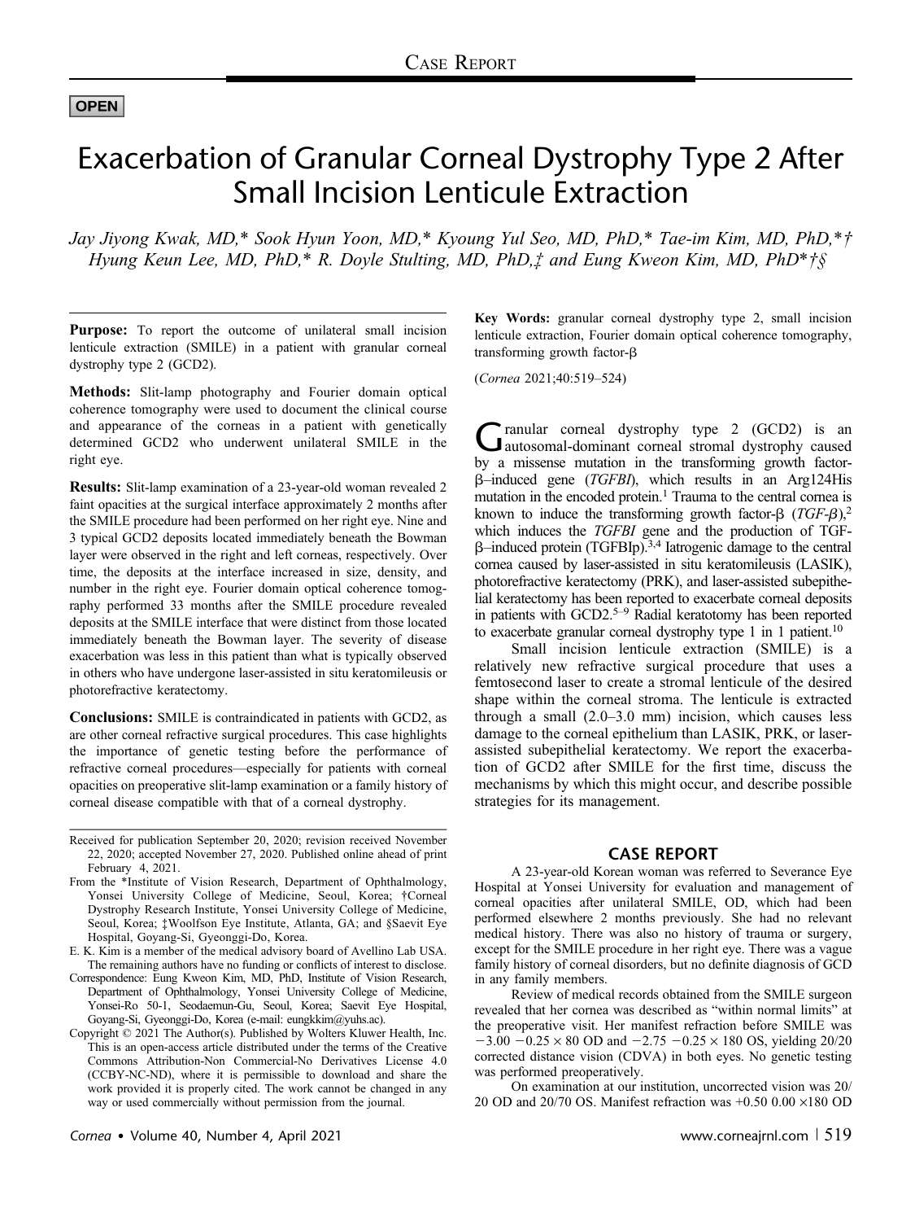CASE REPORT

OPEN

# Exacerbation of Granular Corneal Dystrophy Type 2 After Small Incision Lenticule Extraction

*Jay Jiyong Kwak, MD,\* Sook Hyun Yoon, MD,\* Kyoung Yul Seo, MD, PhD,\* Tae-im Kim, MD, PhD,\*† Hyung Keun Lee, MD, PhD,\* R. Doyle Stulting, MD, PhD,‡ and Eung Kweon Kim, MD, PhD\*†§*

**Purpose:** To report the outcome of unilateral small incision lenticule extraction (SMILE) in a patient with granular corneal dystrophy type 2 (GCD2).

**Methods:** Slit-lamp photography and Fourier domain optical coherence tomography were used to document the clinical course and appearance of the corneas in a patient with genetically determined GCD2 who underwent unilateral SMILE in the right eye.

**Results:** Slit-lamp examination of a 23-year-old woman revealed 2 faint opacities at the surgical interface approximately 2 months after the SMILE procedure had been performed on her right eye. Nine and 3 typical GCD2 deposits located immediately beneath the Bowman layer were observed in the right and left corneas, respectively. Over time, the deposits at the interface increased in size, density, and number in the right eye. Fourier domain optical coherence tomography performed 33 months after the SMILE procedure revealed deposits at the SMILE interface that were distinct from those located immediately beneath the Bowman layer. The severity of disease exacerbation was less in this patient than what is typically observed in others who have undergone laser-assisted in situ keratomileusis or photorefractive keratectomy.

**Conclusions:** SMILE is contraindicated in patients with GCD2, as are other corneal refractive surgical procedures. This case highlights the importance of genetic testing before the performance of refractive corneal procedures—especially for patients with corneal opacities on preoperative slit-lamp examination or a family history of corneal disease compatible with that of a corneal dystrophy.

Received for publication September 20, 2020; revision received November 22, 2020; accepted November 27, 2020. Published online ahead of print February 4, 2021.

From the \*Institute of Vision Research, Department of Ophthalmology, Yonsei University College of Medicine, Seoul, Korea; †Corneal Dystrophy Research Institute, Yonsei University College of Medicine, Seoul, Korea; ‡Woolfson Eye Institute, Atlanta, GA; and §Saevit Eye Hospital, Goyang-Si, Gyeonggi-Do, Korea.

E. K. Kim is a member of the medical advisory board of Avellino Lab USA. The remaining authors have no funding or conflicts of interest to disclose.

Correspondence: Eung Kweon Kim, MD, PhD, Institute of Vision Research, Department of Ophthalmology, Yonsei University College of Medicine, Yonsei-Ro 50-1, Seodaemun-Gu, Seoul, Korea; Saevit Eye Hospital, Goyang-Si, Gyeonggi-Do, Korea (e-mail: eungkkim@yuhs.ac).

Copyright © 2021 The Author(s). Published by Wolters Kluwer Health, Inc. This is an open-access article distributed under the terms of the Creative Commons Attribution-Non Commercial-No Derivatives License 4.0 (CCBY-NC-ND), where it is permissible to download and share the work provided it is properly cited. The work cannot be changed in any way or used commercially without permission from the journal.

**Key Words:** granular corneal dystrophy type 2, small incision lenticule extraction, Fourier domain optical coherence tomography, transforming growth factor-β

(*Cornea* 2021;40:519–524)

Granular corneal dystrophy type 2 (GCD2) is an autosomal-dominant corneal stromal dystrophy caused by a missense mutation in the transforming growth factor-β–induced gene (*TGFBI*), which results in an Arg124His mutation in the encoded protein.[1] Trauma to the central cornea is known to induce the transforming growth factor-β (*TGF-β*),[2] which induces the *TGFBI* gene and the production of TGF-β–induced protein (TGFBIp).[3,4] Iatrogenic damage to the central cornea caused by laser-assisted in situ keratomileusis (LASIK), photorefractive keratectomy (PRK), and laser-assisted subepithelial keratectomy has been reported to exacerbate corneal deposits in patients with GCD2.[5–9] Radial keratotomy has been reported to exacerbate granular corneal dystrophy type 1 in 1 patient.[10]

Small incision lenticule extraction (SMILE) is a relatively new refractive surgical procedure that uses a femtosecond laser to create a stromal lenticule of the desired shape within the corneal stroma. The lenticule is extracted through a small (2.0–3.0 mm) incision, which causes less damage to the corneal epithelium than LASIK, PRK, or laser-assisted subepithelial keratectomy. We report the exacerbation of GCD2 after SMILE for the first time, discuss the mechanisms by which this might occur, and describe possible strategies for its management.

## CASE REPORT

A 23-year-old Korean woman was referred to Severance Eye Hospital at Yonsei University for evaluation and management of corneal opacities after unilateral SMILE, OD, which had been performed elsewhere 2 months previously. She had no relevant medical history. There was also no history of trauma or surgery, except for the SMILE procedure in her right eye. There was a vague family history of corneal disorders, but no definite diagnosis of GCD in any family members.

Review of medical records obtained from the SMILE surgeon revealed that her cornea was described as "within normal limits" at the preoperative visit. Her manifest refraction before SMILE was $-3.00$ $-0.25 \times 80$ OD and $-2.75$ $-0.25 \times 180$ OS, yielding 20/20 corrected distance vision (CDVA) in both eyes. No genetic testing was performed preoperatively.

On examination at our institution, uncorrected vision was 20/20 OD and 20/70 OS. Manifest refraction was $+0.50$ $0.00 \times 180$ OD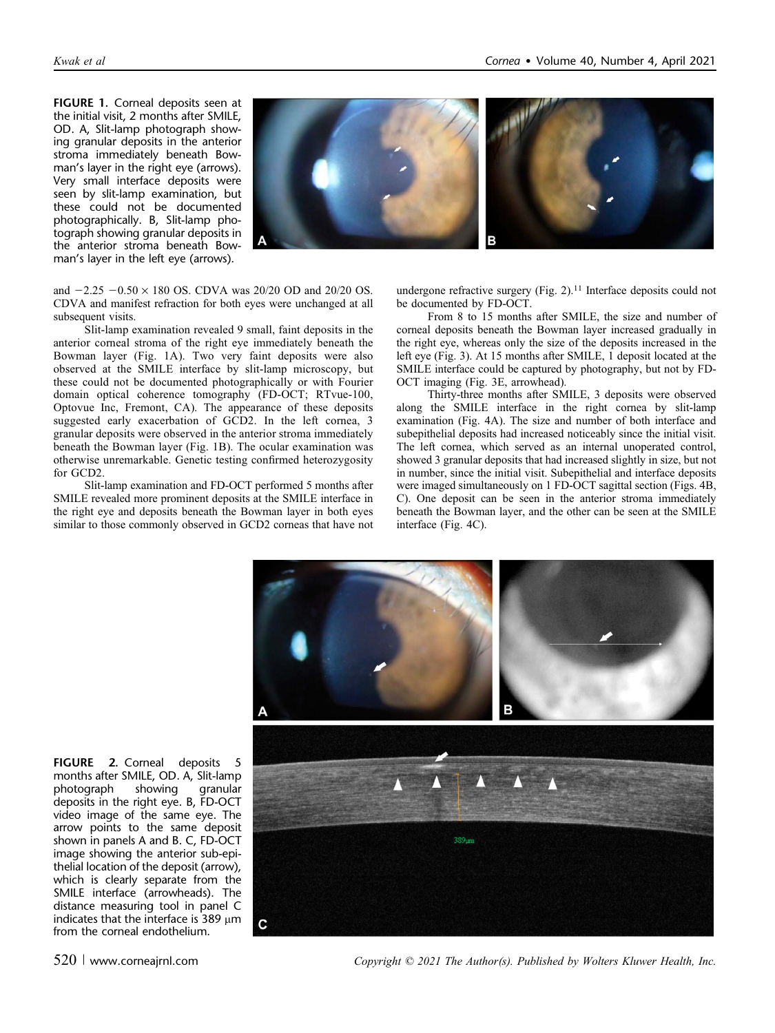**FIGURE 1.** Corneal deposits seen at the initial visit, 2 months after SMILE, OD. A, Slit-lamp photograph showing granular deposits in the anterior stroma immediately beneath Bowman's layer in the right eye (arrows). Very small interface deposits were seen by slit-lamp examination, but these could not be documented photographically. B, Slit-lamp photograph showing granular deposits in the anterior stroma beneath Bowman's layer in the left eye (arrows).

and −2.25 −0.50 × 180 OS. CDVA was 20/20 OD and 20/20 OS. CDVA and manifest refraction for both eyes were unchanged at all subsequent visits.

Slit-lamp examination revealed 9 small, faint deposits in the anterior corneal stroma of the right eye immediately beneath the Bowman layer (Fig. 1A). Two very faint deposits were also observed at the SMILE interface by slit-lamp microscopy, but these could not be documented photographically or with Fourier domain optical coherence tomography (FD-OCT; RTvue-100, Optovue Inc, Fremont, CA). The appearance of these deposits suggested early exacerbation of GCD2. In the left cornea, 3 granular deposits were observed in the anterior stroma immediately beneath the Bowman layer (Fig. 1B). The ocular examination was otherwise unremarkable. Genetic testing confirmed heterozygosity for GCD2.

Slit-lamp examination and FD-OCT performed 5 months after SMILE revealed more prominent deposits at the SMILE interface in the right eye and deposits beneath the Bowman layer in both eyes similar to those commonly observed in GCD2 corneas that have not undergone refractive surgery (Fig. 2).[11] Interface deposits could not be documented by FD-OCT.

From 8 to 15 months after SMILE, the size and number of corneal deposits beneath the Bowman layer increased gradually in the right eye, whereas only the size of the deposits increased in the left eye (Fig. 3). At 15 months after SMILE, 1 deposit located at the SMILE interface could be captured by photography, but not by FD-OCT imaging (Fig. 3E, arrowhead).

Thirty-three months after SMILE, 3 deposits were observed along the SMILE interface in the right cornea by slit-lamp examination (Fig. 4A). The size and number of both interface and subepithelial deposits had increased noticeably since the initial visit. The left cornea, which served as an internal unoperated control, showed 3 granular deposits that had increased slightly in size, but not in number, since the initial visit. Subepithelial and interface deposits were imaged simultaneously on 1 FD-OCT sagittal section (Figs. 4B, C). One deposit can be seen in the anterior stroma immediately beneath the Bowman layer, and the other can be seen at the SMILE interface (Fig. 4C).

**FIGURE 2.** Corneal deposits 5 months after SMILE, OD. A, Slit-lamp photograph showing granular deposits in the right eye. B, FD-OCT video image of the same eye. The arrow points to the same deposit shown in panels A and B. C, FD-OCT image showing the anterior sub-epithelial location of the deposit (arrow), which is clearly separate from the SMILE interface (arrowheads). The distance measuring tool in panel C indicates that the interface is 389 μm from the corneal endothelium.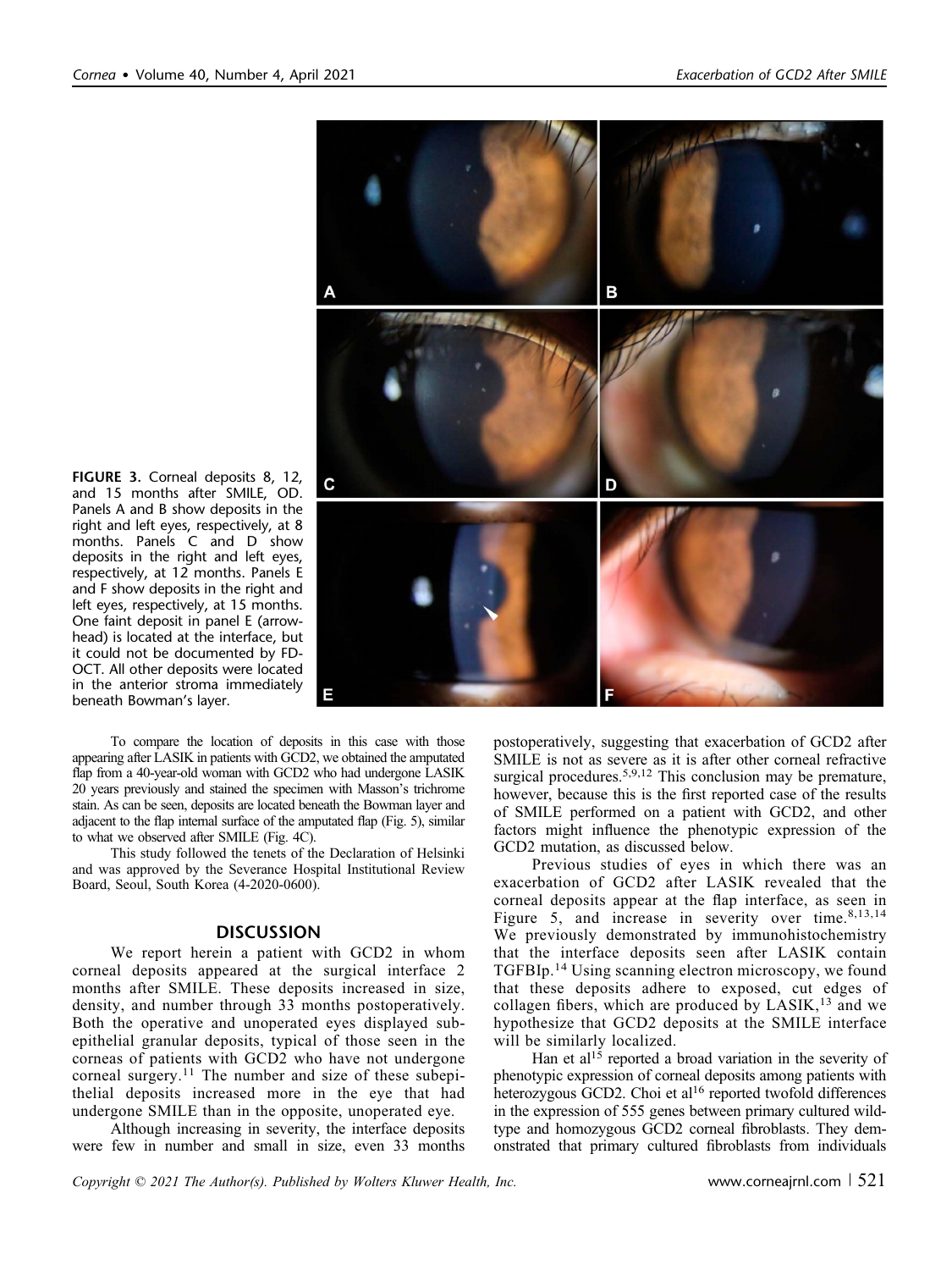**FIGURE 3.** Corneal deposits 8, 12, and 15 months after SMILE, OD. Panels A and B show deposits in the right and left eyes, respectively, at 8 months. Panels C and D show deposits in the right and left eyes, respectively, at 12 months. Panels E and F show deposits in the right and left eyes, respectively, at 15 months. One faint deposit in panel E (arrowhead) is located at the interface, but it could not be documented by FD-OCT. All other deposits were located in the anterior stroma immediately beneath Bowman's layer.

To compare the location of deposits in this case with those appearing after LASIK in patients with GCD2, we obtained the amputated flap from a 40-year-old woman with GCD2 who had undergone LASIK 20 years previously and stained the specimen with Masson's trichrome stain. As can be seen, deposits are located beneath the Bowman layer and adjacent to the flap internal surface of the amputated flap (Fig. 5), similar to what we observed after SMILE (Fig. 4C).

This study followed the tenets of the Declaration of Helsinki and was approved by the Severance Hospital Institutional Review Board, Seoul, South Korea (4-2020-0600).

## DISCUSSION

We report herein a patient with GCD2 in whom corneal deposits appeared at the surgical interface 2 months after SMILE. These deposits increased in size, density, and number through 33 months postoperatively. Both the operative and unoperated eyes displayed subepithelial granular deposits, typical of those seen in the corneas of patients with GCD2 who have not undergone corneal surgery.[11] The number and size of these subepithelial deposits increased more in the eye that had undergone SMILE than in the opposite, unoperated eye.

Although increasing in severity, the interface deposits were few in number and small in size, even 33 months postoperatively, suggesting that exacerbation of GCD2 after SMILE is not as severe as it is after other corneal refractive surgical procedures.[5,9,12] This conclusion may be premature, however, because this is the first reported case of the results of SMILE performed on a patient with GCD2, and other factors might influence the phenotypic expression of the GCD2 mutation, as discussed below.

Previous studies of eyes in which there was an exacerbation of GCD2 after LASIK revealed that the corneal deposits appear at the flap interface, as seen in Figure 5, and increase in severity over time.[8,13,14] We previously demonstrated by immunohistochemistry that the interface deposits seen after LASIK contain TGFBIp.[14] Using scanning electron microscopy, we found that these deposits adhere to exposed, cut edges of collagen fibers, which are produced by LASIK,[13] and we hypothesize that GCD2 deposits at the SMILE interface will be similarly localized.

Han et al[15] reported a broad variation in the severity of phenotypic expression of corneal deposits among patients with heterozygous GCD2. Choi et al[16] reported twofold differences in the expression of 555 genes between primary cultured wild-type and homozygous GCD2 corneal fibroblasts. They demonstrated that primary cultured fibroblasts from individuals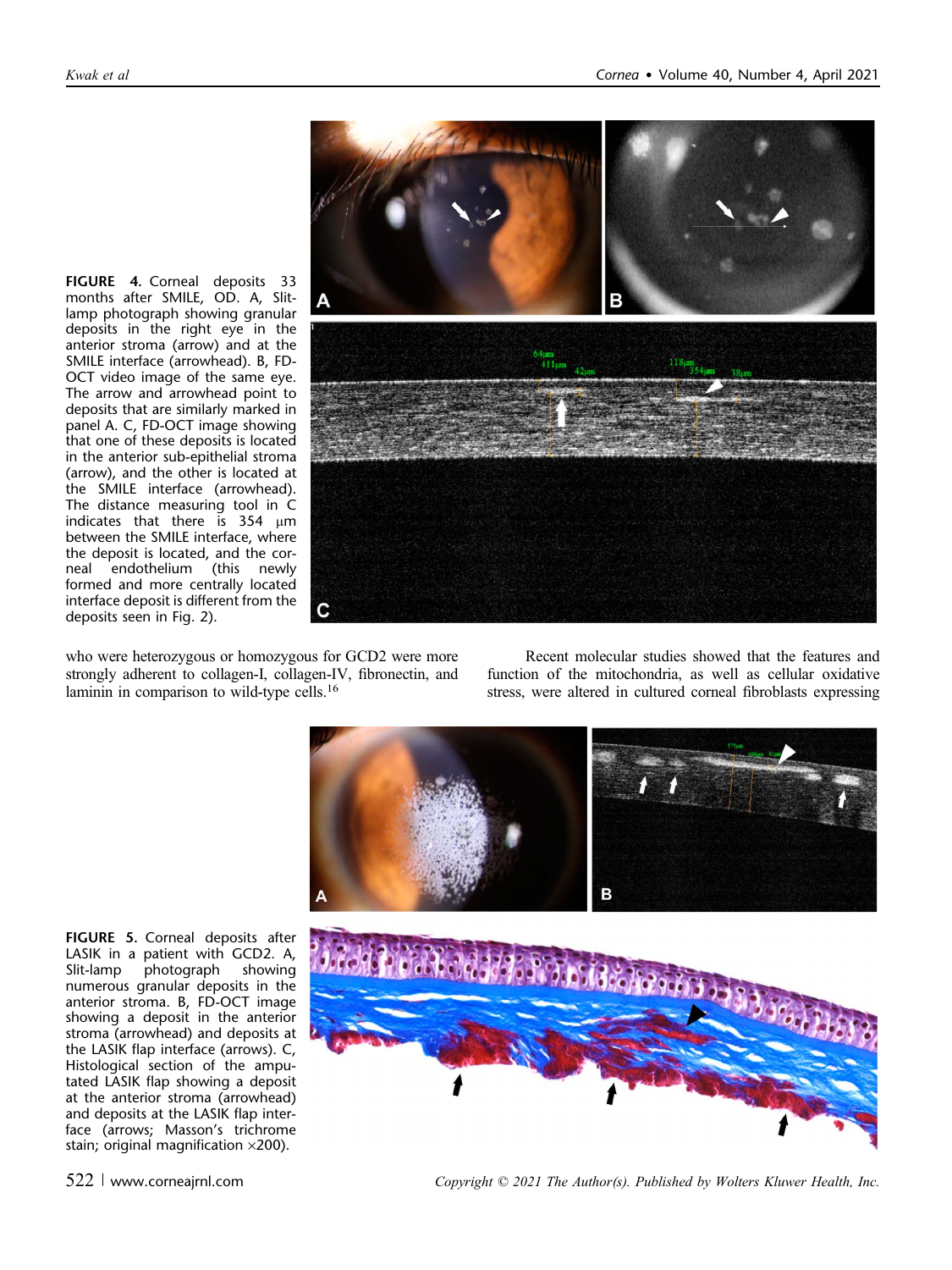FIGURE 4. Corneal deposits 33 months after SMILE, OD. A, Slit-lamp photograph showing granular deposits in the right eye in the anterior stroma (arrow) and at the SMILE interface (arrowhead). B, FD-OCT video image of the same eye. The arrow and arrowhead point to deposits that are similarly marked in panel A. C, FD-OCT image showing that one of these deposits is located in the anterior sub-epithelial stroma (arrow), and the other is located at the SMILE interface (arrowhead). The distance measuring tool in C indicates that there is 354 μm between the SMILE interface, where the deposit is located, and the corneal endothelium (this newly formed and more centrally located interface deposit is different from the deposits seen in Fig. 2).

who were heterozygous or homozygous for GCD2 were more strongly adherent to collagen-I, collagen-IV, fibronectin, and laminin in comparison to wild-type cells.[16]

Recent molecular studies showed that the features and function of the mitochondria, as well as cellular oxidative stress, were altered in cultured corneal fibroblasts expressing

FIGURE 5. Corneal deposits after LASIK in a patient with GCD2. A, Slit-lamp photograph showing numerous granular deposits in the anterior stroma. B, FD-OCT image showing a deposit in the anterior stroma (arrowhead) and deposits at the LASIK flap interface (arrows). C, Histological section of the amputated LASIK flap showing a deposit at the anterior stroma (arrowhead) and deposits at the LASIK flap interface (arrows; Masson's trichrome stain; original magnification ×200).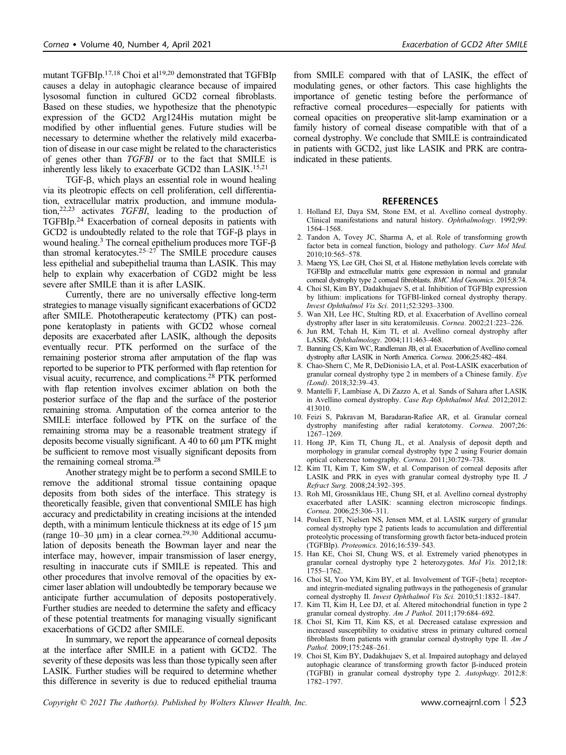mutant TGFBIp.[17,18] Choi et al[19,20] demonstrated that TGFBIp causes a delay in autophagic clearance because of impaired lysosomal function in cultured GCD2 corneal fibroblasts. Based on these studies, we hypothesize that the phenotypic expression of the GCD2 Arg124His mutation might be modified by other influential genes. Future studies will be necessary to determine whether the relatively mild exacerbation of disease in our case might be related to the characteristics of genes other than *TGFBI* or to the fact that SMILE is inherently less likely to exacerbate GCD2 than LASIK.[15,21]

TGF-β, which plays an essential role in wound healing via its pleotropic effects on cell proliferation, cell differentiation, extracellular matrix production, and immune modulation,[22,23] activates *TGFBI*, leading to the production of TGFBIp.[24] Exacerbation of corneal deposits in patients with GCD2 is undoubtedly related to the role that TGF-β plays in wound healing.[3] The corneal epithelium produces more TGF-β than stromal keratocytes.[25–27] The SMILE procedure causes less epithelial and subepithelial trauma than LASIK. This may help to explain why exacerbation of CGD2 might be less severe after SMILE than it is after LASIK.

Currently, there are no universally effective long-term strategies to manage visually significant exacerbations of GCD2 after SMILE. Phototherapeutic keratectomy (PTK) can postpone keratoplasty in patients with GCD2 whose corneal deposits are exacerbated after LASIK, although the deposits eventually recur. PTK performed on the surface of the remaining posterior stroma after amputation of the flap was reported to be superior to PTK performed with flap retention for visual acuity, recurrence, and complications.[28] PTK performed with flap retention involves excimer ablation on both the posterior surface of the flap and the surface of the posterior remaining stroma. Amputation of the cornea anterior to the SMILE interface followed by PTK on the surface of the remaining stroma may be a reasonable treatment strategy if deposits become visually significant. A 40 to 60 μm PTK might be sufficient to remove most visually significant deposits from the remaining corneal stroma.[28]

Another strategy might be to perform a second SMILE to remove the additional stromal tissue containing opaque deposits from both sides of the interface. This strategy is theoretically feasible, given that conventional SMILE has high accuracy and predictability in creating incisions at the intended depth, with a minimum lenticule thickness at its edge of 15 μm (range 10–30 μm) in a clear cornea.[29,30] Additional accumulation of deposits beneath the Bowman layer and near the interface may, however, impair transmission of laser energy, resulting in inaccurate cuts if SMILE is repeated. This and other procedures that involve removal of the opacities by excimer laser ablation will undoubtedly be temporary because we anticipate further accumulation of deposits postoperatively. Further studies are needed to determine the safety and efficacy of these potential treatments for managing visually significant exacerbations of GCD2 after SMILE.

In summary, we report the appearance of corneal deposits at the interface after SMILE in a patient with GCD2. The severity of these deposits was less than those typically seen after LASIK. Further studies will be required to determine whether this difference in severity is due to reduced epithelial trauma from SMILE compared with that of LASIK, the effect of modulating genes, or other factors. This case highlights the importance of genetic testing before the performance of refractive corneal procedures—especially for patients with corneal opacities on preoperative slit-lamp examination or a family history of corneal disease compatible with that of a corneal dystrophy. We conclude that SMILE is contraindicated in patients with GCD2, just like LASIK and PRK are contraindicated in these patients.

## REFERENCES

1. Holland EJ, Daya SM, Stone EM, et al. Avellino corneal dystrophy. Clinical manifestations and natural history. *Ophthalmology*. 1992;99:1564–1568.
2. Tandon A, Tovey JC, Sharma A, et al. Role of transforming growth factor beta in corneal function, biology and pathology. *Curr Mol Med*. 2010;10:565–578.
3. Maeng YS, Lee GH, Choi SI, et al. Histone methylation levels correlate with TGFBIp and extracellular matrix gene expression in normal and granular corneal dystrophy type 2 corneal fibroblasts. *BMC Med Genomics*. 2015;8:74.
4. Choi SI, Kim BY, Dadakhujaev S, et al. Inhibition of TGFBIp expression by lithium: implications for TGFBI-linked corneal dystrophy therapy. *Invest Ophthalmol Vis Sci*. 2011;52:3293–3300.
5. Wan XH, Lee HC, Stulting RD, et al. Exacerbation of Avellino corneal dystrophy after laser in situ keratomileusis. *Cornea*. 2002;21:223–226.
6. Jun RM, Tchah H, Kim TI, et al. Avellino corneal dystrophy after LASIK. *Ophthalmology*. 2004;111:463–468.
7. Banning CS, Kim WC, Randleman JB, et al. Exacerbation of Avellino corneal dystrophy after LASIK in North America. *Cornea*. 2006;25:482–484.
8. Chao-Shern C, Me R, DeDionisio LA, et al. Post-LASIK exacerbation of granular corneal dystrophy type 2 in members of a Chinese family. *Eye (Lond)*. 2018;32:39–43.
9. Mantelli F, Lambiase A, Di Zazzo A, et al. Sands of Sahara after LASIK in Avellino corneal dystrophy. *Case Rep Ophthalmol Med*. 2012;2012:413010.
10. Feizi S, Pakravan M, Baradaran-Rafiee AR, et al. Granular corneal dystrophy manifesting after radial keratotomy. *Cornea*. 2007;26:1267–1269.
11. Hong JP, Kim TI, Chung JL, et al. Analysis of deposit depth and morphology in granular corneal dystrophy type 2 using Fourier domain optical coherence tomography. *Cornea*. 2011;30:729–738.
12. Kim TI, Kim T, Kim SW, et al. Comparison of corneal deposits after LASIK and PRK in eyes with granular corneal dystrophy type II. *J Refract Surg*. 2008;24:392–395.
13. Roh MI, Grossniklaus HE, Chung SH, et al. Avellino corneal dystrophy exacerbated after LASIK: scanning electron microscopic findings. *Cornea*. 2006;25:306–311.
14. Poulsen ET, Nielsen NS, Jensen MM, et al. LASIK surgery of granular corneal dystrophy type 2 patients leads to accumulation and differential proteolytic processing of transforming growth factor beta-induced protein (TGFBIp). *Proteomics*. 2016;16:539–543.
15. Han KE, Choi SI, Chung WS, et al. Extremely varied phenotypes in granular corneal dystrophy type 2 heterozygotes. *Mol Vis*. 2012;18:1755–1762.
16. Choi SI, Yoo YM, Kim BY, et al. Involvement of TGF-{beta} receptor- and integrin-mediated signaling pathways in the pathogenesis of granular corneal dystrophy II. *Invest Ophthalmol Vis Sci*. 2010;51:1832–1847.
17. Kim TI, Kim H, Lee DJ, et al. Altered mitochondrial function in type 2 granular corneal dystrophy. *Am J Pathol*. 2011;179:684–692.
18. Choi SI, Kim TI, Kim KS, et al. Decreased catalase expression and increased susceptibility to oxidative stress in primary cultured corneal fibroblasts from patients with granular corneal dystrophy type II. *Am J Pathol*. 2009;175:248–261.
19. Choi SI, Kim BY, Dadakhujaev S, et al. Impaired autophagy and delayed autophagic clearance of transforming growth factor β-induced protein (TGFBI) in granular corneal dystrophy type 2. *Autophagy*. 2012;8:1782–1797.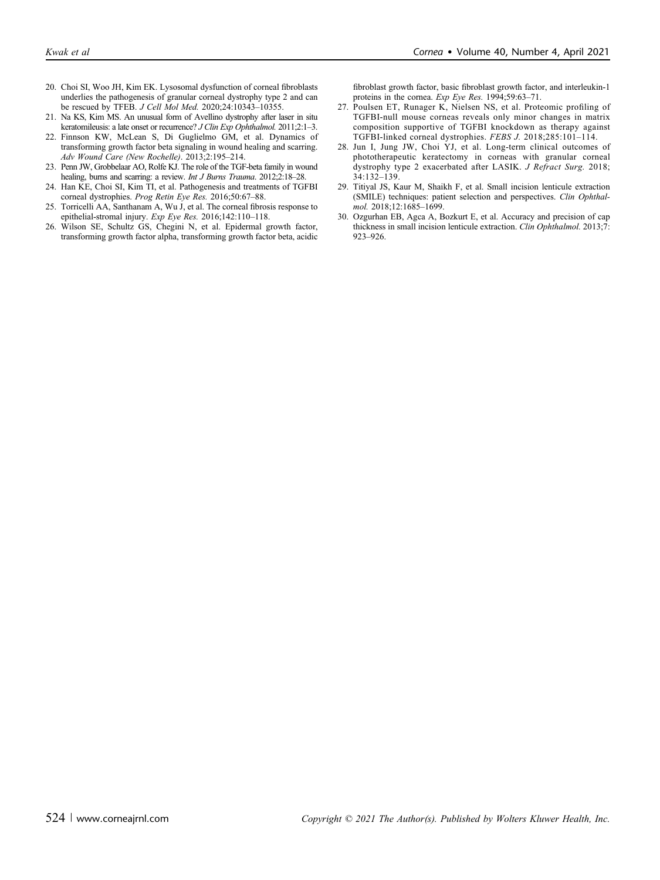20. Choi SI, Woo JH, Kim EK. Lysosomal dysfunction of corneal fibroblasts underlies the pathogenesis of granular corneal dystrophy type 2 and can be rescued by TFEB. *J Cell Mol Med.* 2020;24:10343–10355.
21. Na KS, Kim MS. An unusual form of Avellino dystrophy after laser in situ keratomileusis: a late onset or recurrence? *J Clin Exp Ophthalmol.* 2011;2:1–3.
22. Finnson KW, McLean S, Di Guglielmo GM, et al. Dynamics of transforming growth factor beta signaling in wound healing and scarring. *Adv Wound Care (New Rochelle)*. 2013;2:195–214.
23. Penn JW, Grobbelaar AO, Rolfe KJ. The role of the TGF-beta family in wound healing, burns and scarring: a review. *Int J Burns Trauma.* 2012;2:18–28.
24. Han KE, Choi SI, Kim TI, et al. Pathogenesis and treatments of TGFBI corneal dystrophies. *Prog Retin Eye Res.* 2016;50:67–88.
25. Torricelli AA, Santhanam A, Wu J, et al. The corneal fibrosis response to epithelial-stromal injury. *Exp Eye Res.* 2016;142:110–118.
26. Wilson SE, Schultz GS, Chegini N, et al. Epidermal growth factor, transforming growth factor alpha, transforming growth factor beta, acidic fibroblast growth factor, basic fibroblast growth factor, and interleukin-1 proteins in the cornea. *Exp Eye Res.* 1994;59:63–71.
27. Poulsen ET, Runager K, Nielsen NS, et al. Proteomic profiling of TGFBI-null mouse corneas reveals only minor changes in matrix composition supportive of TGFBI knockdown as therapy against TGFBI-linked corneal dystrophies. *FEBS J.* 2018;285:101–114.
28. Jun I, Jung JW, Choi YJ, et al. Long-term clinical outcomes of phototherapeutic keratectomy in corneas with granular corneal dystrophy type 2 exacerbated after LASIK. *J Refract Surg.* 2018; 34:132–139.
29. Titiyal JS, Kaur M, Shaikh F, et al. Small incision lenticule extraction (SMILE) techniques: patient selection and perspectives. *Clin Ophthalmol.* 2018;12:1685–1699.
30. Ozgurhan EB, Agca A, Bozkurt E, et al. Accuracy and precision of cap thickness in small incision lenticule extraction. *Clin Ophthalmol.* 2013;7: 923–926.